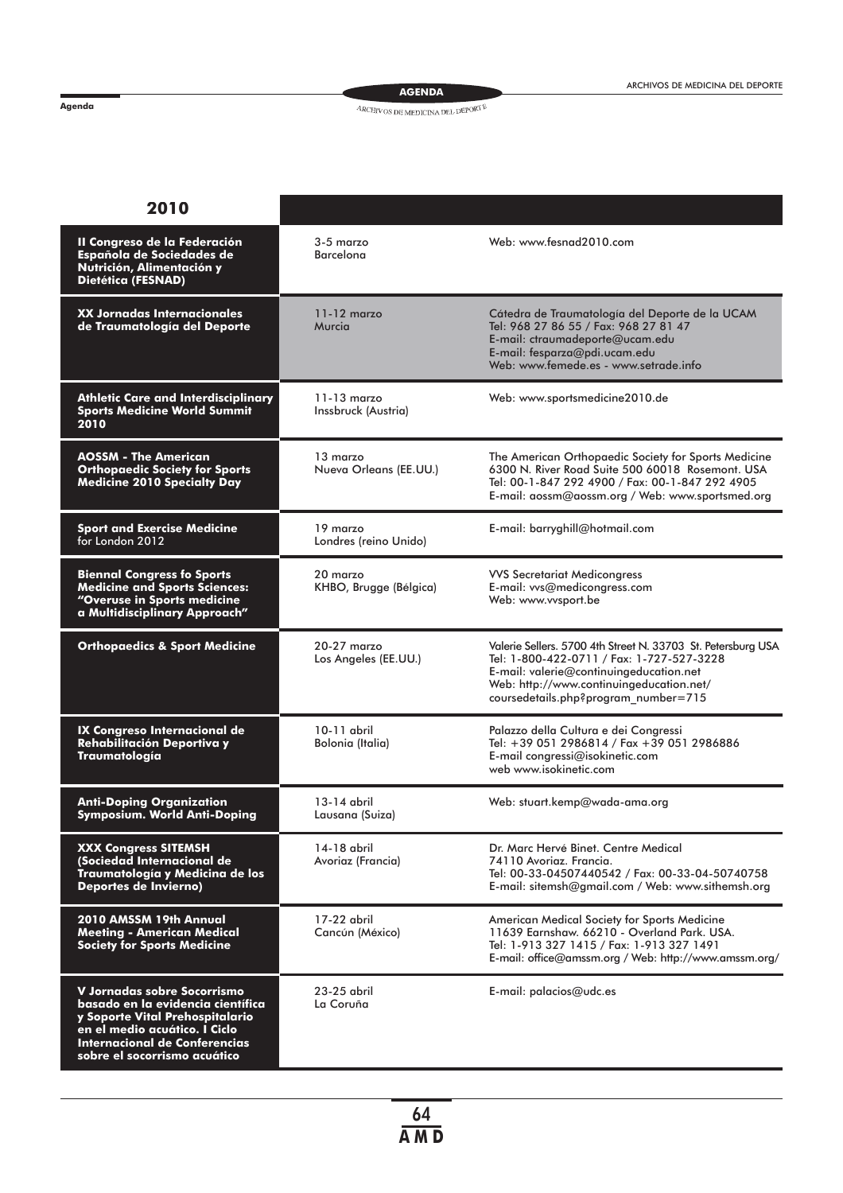| 2010 | | |
|---|---|---|
| **II Congreso de la Federación Española de Sociedades de Nutrición, Alimentación y Dietética (FESNAD)** | 3-5 marzo<br>Barcelona | Web: www.fesnad2010.com |
| **XX Jornadas Internacionales de Traumatología del Deporte** | 11-12 marzo<br>Murcia | Cátedra de Traumatología del Deporte de la UCAM<br>Tel: 968 27 86 55 / Fax: 968 27 81 47<br>E-mail: ctraumadeporte@ucam.edu<br>E-mail: fesparza@pdi.ucam.edu<br>Web: www.femede.es - www.setrade.info |
| **Athletic Care and Interdisciplinary Sports Medicine World Summit 2010** | 11-13 marzo<br>Inssbruck (Austria) | Web: www.sportsmedicine2010.de |
| **AOSSM - The American Orthopaedic Society for Sports Medicine 2010 Specialty Day** | 13 marzo<br>Nueva Orleans (EE.UU.) | The American Orthopaedic Society for Sports Medicine<br>6300 N. River Road Suite 500 60018 Rosemont. USA<br>Tel: 00-1-847 292 4900 / Fax: 00-1-847 292 4905<br>E-mail: aossm@aossm.org / Web: www.sportsmed.org |
| **Sport and Exercise Medicine** for London 2012 | 19 marzo<br>Londres (reino Unido) | E-mail: barryghill@hotmail.com |
| **Biennal Congress fo Sports Medicine and Sports Sciences: "Overuse in Sports medicine a Multidisciplinary Approach"** | 20 marzo<br>KHBO, Brugge (Bélgica) | VVS Secretariat Medicongress<br>E-mail: vvs@medicongress.com<br>Web: www.vvsport.be |
| **Orthopaedics & Sport Medicine** | 20-27 marzo<br>Los Angeles (EE.UU.) | Valerie Sellers. 5700 4th Street N. 33703 St. Petersburg USA<br>Tel: 1-800-422-0711 / Fax: 1-727-527-3228<br>E-mail: valerie@continuingeducation.net<br>Web: http://www.continuingeducation.net/coursedetails.php?program_number=715 |
| **IX Congreso Internacional de Rehabilitación Deportiva y Traumatología** | 10-11 abril<br>Bolonia (Italia) | Palazzo della Cultura e dei Congressi<br>Tel: +39 051 2986814 / Fax +39 051 2986886<br>E-mail congressi@isokinetic.com<br>web www.isokinetic.com |
| **Anti-Doping Organization Symposium. World Anti-Doping** | 13-14 abril<br>Lausana (Suiza) | Web: stuart.kemp@wada-ama.org |
| **XXX Congress SITEMSH (Sociedad Internacional de Traumatología y Medicina de los Deportes de Invierno)** | 14-18 abril<br>Avoriaz (Francia) | Dr. Marc Hervé Binet. Centre Medical<br>74110 Avoriaz. Francia.<br>Tel: 00-33-04507440542 / Fax: 00-33-04-50740758<br>E-mail: sitemsh@gmail.com / Web: www.sithemsh.org |
| **2010 AMSSM 19th Annual Meeting - American Medical Society for Sports Medicine** | 17-22 abril<br>Cancún (México) | American Medical Society for Sports Medicine<br>11639 Earnshaw. 66210 - Overland Park. USA.<br>Tel: 1-913 327 1415 / Fax: 1-913 327 1491<br>E-mail: office@amssm.org / Web: http://www.amssm.org/ |
| **V Jornadas sobre Socorrismo basado en la evidencia científica y Soporte Vital Prehospitalario en el medio acuático. I Ciclo Internacional de Conferencias sobre el socorrismo acuático** | 23-25 abril<br>La Coruña | E-mail: palacios@udc.es |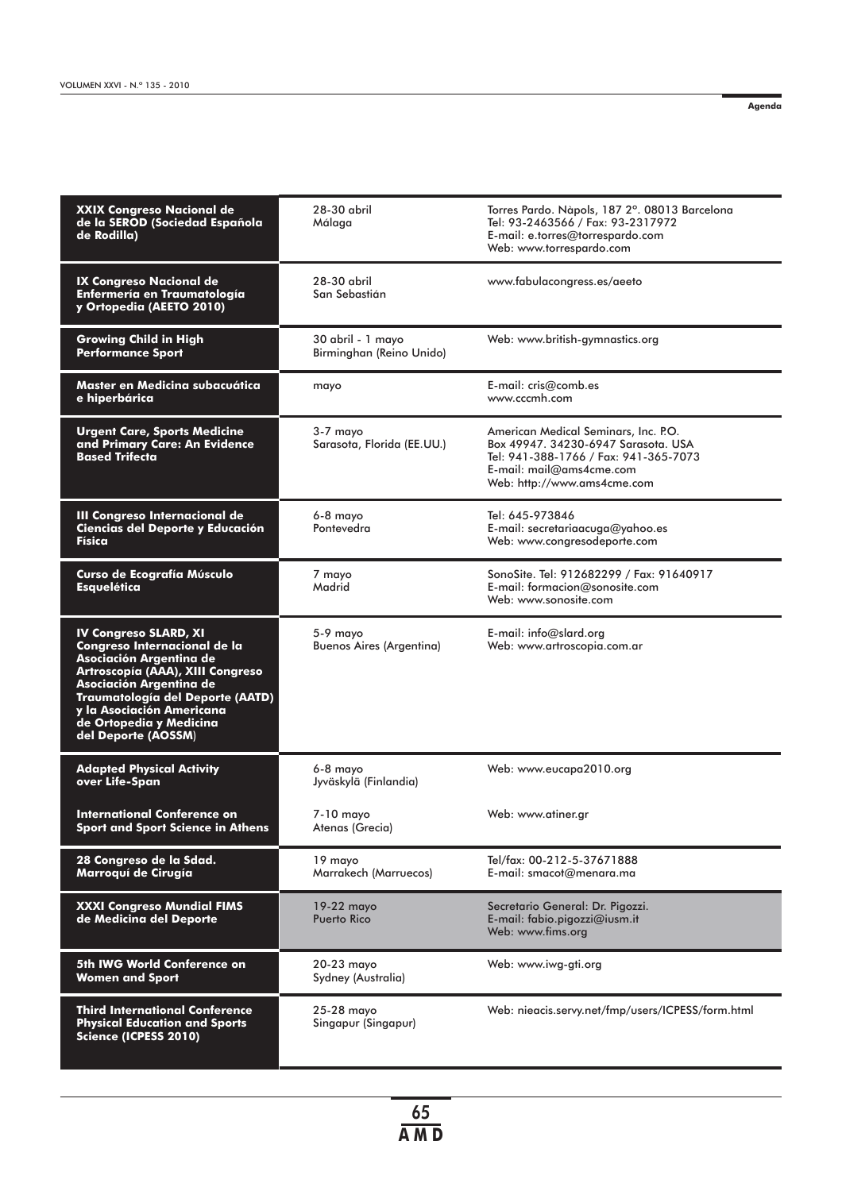| Evento | Fecha / Lugar | Contacto |
|---|---|---|
| **XXIX Congreso Nacional de la SEROD (Sociedad Española de Rodilla)** | 28-30 abril<br>Málaga | Torres Pardo. Nàpols, 187 2º. 08013 Barcelona<br>Tel: 93-2463566 / Fax: 93-2317972<br>E-mail: e.torres@torrespardo.com<br>Web: www.torrespardo.com |
| **IX Congreso Nacional de Enfermería en Traumatología y Ortopedia (AEETO 2010)** | 28-30 abril<br>San Sebastián | www.fabulacongress.es/aeeto |
| **Growing Child in High Performance Sport** | 30 abril - 1 mayo<br>Birminghan (Reino Unido) | Web: www.british-gymnastics.org |
| **Master en Medicina subacuática e hiperbárica** | mayo | E-mail: cris@comb.es<br>www.cccmh.com |
| **Urgent Care, Sports Medicine and Primary Care: An Evidence Based Trifecta** | 3-7 mayo<br>Sarasota, Florida (EE.UU.) | American Medical Seminars, Inc. P.O. Box 49947. 34230-6947 Sarasota. USA<br>Tel: 941-388-1766 / Fax: 941-365-7073<br>E-mail: mail@ams4cme.com<br>Web: http://www.ams4cme.com |
| **III Congreso Internacional de Ciencias del Deporte y Educación Física** | 6-8 mayo<br>Pontevedra | Tel: 645-973846<br>E-mail: secretariaacuga@yahoo.es<br>Web: www.congresodeporte.com |
| **Curso de Ecografía Músculo Esquelética** | 7 mayo<br>Madrid | SonoSite. Tel: 912682299 / Fax: 91640917<br>E-mail: formacion@sonosite.com<br>Web: www.sonosite.com |
| **IV Congreso SLARD, XI Congreso Internacional de la Asociación Argentina de Artroscopía (AAA), XIII Congreso Asociación Argentina de Traumatología del Deporte (AATD) y la Asociación Americana de Ortopedia y Medicina del Deporte (AOSSM)** | 5-9 mayo<br>Buenos Aires (Argentina) | E-mail: info@slard.org<br>Web: www.artroscopia.com.ar |
| **Adapted Physical Activity over Life-Span** | 6-8 mayo<br>Jyväskylä (Finlandia) | Web: www.eucapa2010.org |
| **International Conference on Sport and Sport Science in Athens** | 7-10 mayo<br>Atenas (Grecia) | Web: www.atiner.gr |
| **28 Congreso de la Sdad. Marroquí de Cirugía** | 19 mayo<br>Marrakech (Marruecos) | Tel/fax: 00-212-5-37671888<br>E-mail: smacot@menara.ma |
| **XXXI Congreso Mundial FIMS de Medicina del Deporte** | 19-22 mayo<br>Puerto Rico | Secretario General: Dr. Pigozzi.<br>E-mail: fabio.pigozzi@iusm.it<br>Web: www.fims.org |
| **5th IWG World Conference on Women and Sport** | 20-23 mayo<br>Sydney (Australia) | Web: www.iwg-gti.org |
| **Third International Conference Physical Education and Sports Science (ICPESS 2010)** | 25-28 mayo<br>Singapur (Singapur) | Web: nieacis.servy.net/fmp/users/ICPESS/form.html |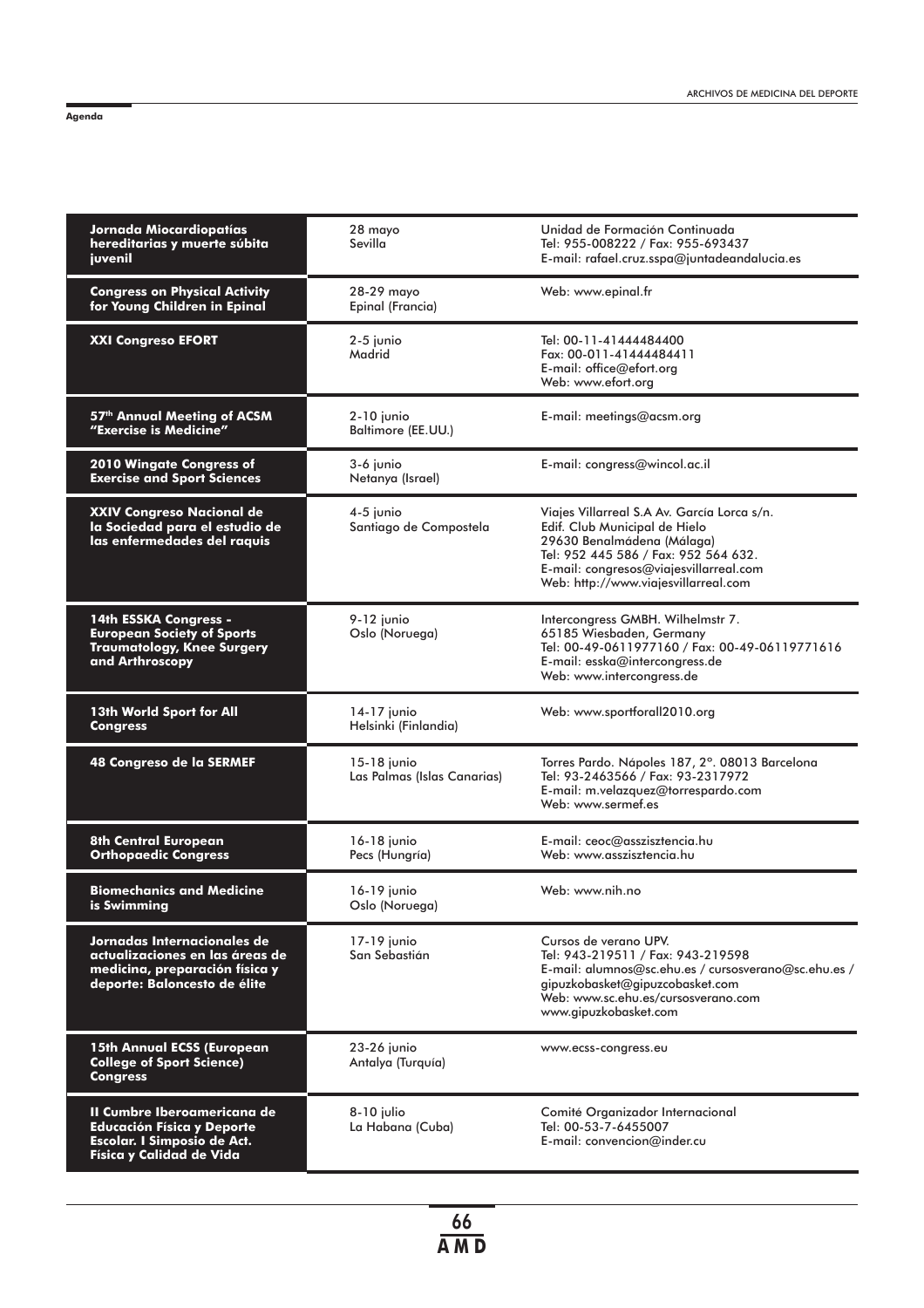**Agenda**

| Evento | Fecha / Lugar | Contacto |
|---|---|---|
| **Jornada Miocardiopatías hereditarias y muerte súbita juvenil** | 28 mayo<br>Sevilla | Unidad de Formación Continuada<br>Tel: 955-008222 / Fax: 955-693437<br>E-mail: rafael.cruz.sspa@juntadeandalucia.es |
| **Congress on Physical Activity for Young Children in Epinal** | 28-29 mayo<br>Epinal (Francia) | Web: www.epinal.fr |
| **XXI Congreso EFORT** | 2-5 junio<br>Madrid | Tel: 00-11-41444484400<br>Fax: 00-011-41444484411<br>E-mail: office@efort.org<br>Web: www.efort.org |
| **57th Annual Meeting of ACSM "Exercise is Medicine"** | 2-10 junio<br>Baltimore (EE.UU.) | E-mail: meetings@acsm.org |
| **2010 Wingate Congress of Exercise and Sport Sciences** | 3-6 junio<br>Netanya (Israel) | E-mail: congress@wincol.ac.il |
| **XXIV Congreso Nacional de la Sociedad para el estudio de las enfermedades del raquis** | 4-5 junio<br>Santiago de Compostela | Viajes Villarreal S.A Av. García Lorca s/n.<br>Edif. Club Municipal de Hielo<br>29630 Benalmádena (Málaga)<br>Tel: 952 445 586 / Fax: 952 564 632.<br>E-mail: congresos@viajesvillarreal.com<br>Web: http://www.viajesvillarreal.com |
| **14th ESSKA Congress - European Society of Sports Traumatology, Knee Surgery and Arthroscopy** | 9-12 junio<br>Oslo (Noruega) | Intercongress GMBH. Wilhelmstr 7.<br>65185 Wiesbaden, Germany<br>Tel: 00-49-0611977160 / Fax: 00-49-06119771616<br>E-mail: esska@intercongress.de<br>Web: www.intercongress.de |
| **13th World Sport for All Congress** | 14-17 junio<br>Helsinki (Finlandia) | Web: www.sportforall2010.org |
| **48 Congreso de la SERMEF** | 15-18 junio<br>Las Palmas (Islas Canarias) | Torres Pardo. Nápoles 187, 2º. 08013 Barcelona<br>Tel: 93-2463566 / Fax: 93-2317972<br>E-mail: m.velazquez@torrespardo.com<br>Web: www.sermef.es |
| **8th Central European Orthopaedic Congress** | 16-18 junio<br>Pecs (Hungría) | E-mail: ceoc@asszisztencia.hu<br>Web: www.asszisztencia.hu |
| **Biomechanics and Medicine is Swimming** | 16-19 junio<br>Oslo (Noruega) | Web: www.nih.no |
| **Jornadas Internacionales de actualizaciones en las áreas de medicina, preparación física y deporte: Baloncesto de élite** | 17-19 junio<br>San Sebastián | Cursos de verano UPV.<br>Tel: 943-219511 / Fax: 943-219598<br>E-mail: alumnos@sc.ehu.es / cursosverano@sc.ehu.es / gipuzkobasket@gipuzcobasket.com<br>Web: www.sc.ehu.es/cursosverano.com<br>www.gipuzkobasket.com |
| **15th Annual ECSS (European College of Sport Science) Congress** | 23-26 junio<br>Antalya (Turquía) | www.ecss-congress.eu |
| **II Cumbre Iberoamericana de Educación Física y Deporte Escolar. I Simposio de Act. Física y Calidad de Vida** | 8-10 julio<br>La Habana (Cuba) | Comité Organizador Internacional<br>Tel: 00-53-7-6455007<br>E-mail: convencion@inder.cu |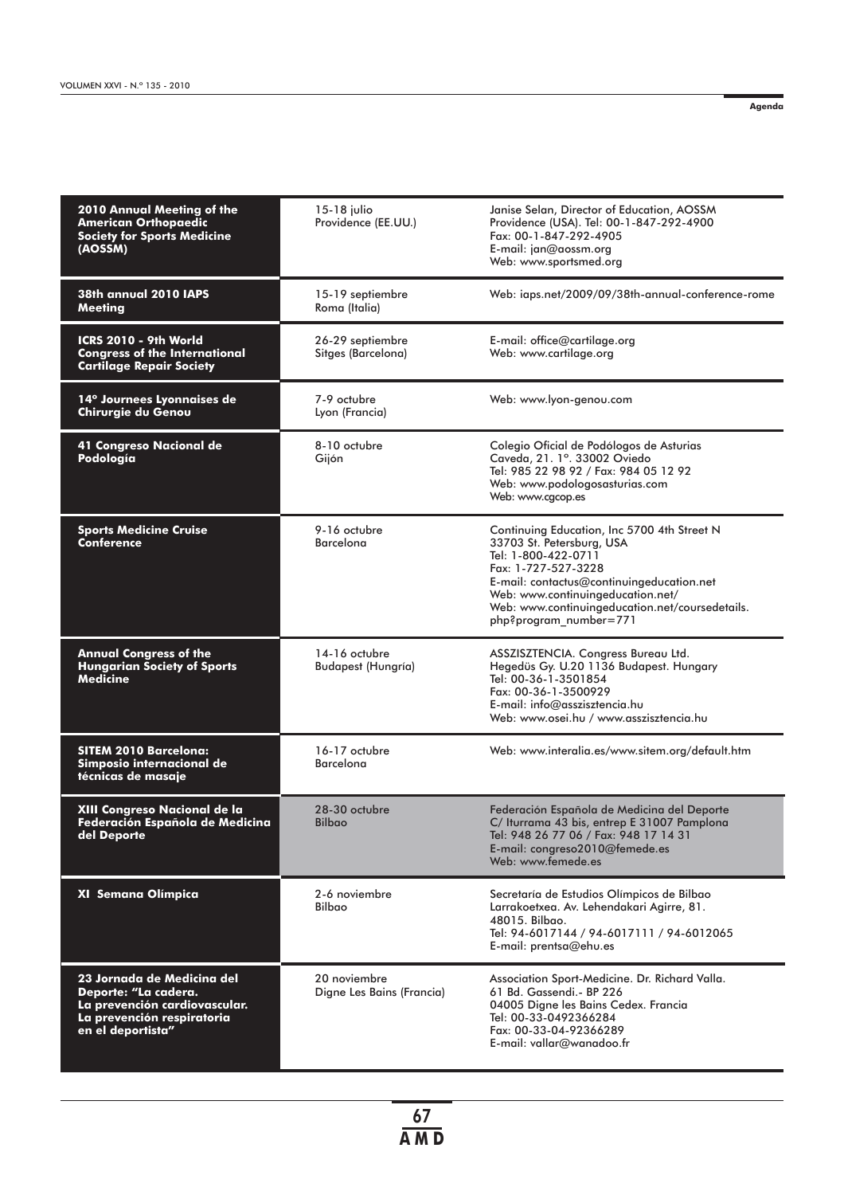| | | |
|---|---|---|
| **2010 Annual Meeting of the American Orthopaedic Society for Sports Medicine (AOSSM)** | 15-18 julio<br>Providence (EE.UU.) | Janise Selan, Director of Education, AOSSM<br>Providence (USA). Tel: 00-1-847-292-4900<br>Fax: 00-1-847-292-4905<br>E-mail: jan@aossm.org<br>Web: www.sportsmed.org |
| **38th annual 2010 IAPS Meeting** | 15-19 septiembre<br>Roma (Italia) | Web: iaps.net/2009/09/38th-annual-conference-rome |
| **ICRS 2010 - 9th World Congress of the International Cartilage Repair Society** | 26-29 septiembre<br>Sitges (Barcelona) | E-mail: office@cartilage.org<br>Web: www.cartilage.org |
| **14º Journees Lyonnaises de Chirurgie du Genou** | 7-9 octubre<br>Lyon (Francia) | Web: www.lyon-genou.com |
| **41 Congreso Nacional de Podología** | 8-10 octubre<br>Gijón | Colegio Oficial de Podólogos de Asturias<br>Caveda, 21. 1º. 33002 Oviedo<br>Tel: 985 22 98 92 / Fax: 984 05 12 92<br>Web: www.podologosasturias.com<br>Web: www.cgcop.es |
| **Sports Medicine Cruise Conference** | 9-16 octubre<br>Barcelona | Continuing Education, Inc 5700 4th Street N<br>33703 St. Petersburg, USA<br>Tel: 1-800-422-0711<br>Fax: 1-727-527-3228<br>E-mail: contactus@continuingeducation.net<br>Web: www.continuingeducation.net/<br>Web: www.continuingeducation.net/coursedetails.php?program_number=771 |
| **Annual Congress of the Hungarian Society of Sports Medicine** | 14-16 octubre<br>Budapest (Hungría) | ASSZISZTENCIA. Congress Bureau Ltd.<br>Hegedüs Gy. U.20 1136 Budapest. Hungary<br>Tel: 00-36-1-3501854<br>Fax: 00-36-1-3500929<br>E-mail: info@asszisztencia.hu<br>Web: www.osei.hu / www.asszisztencia.hu |
| **SITEM 2010 Barcelona: Simposio internacional de técnicas de masaje** | 16-17 octubre<br>Barcelona | Web: www.interalia.es/www.sitem.org/default.htm |
| **XIII Congreso Nacional de la Federación Española de Medicina del Deporte** | 28-30 octubre<br>Bilbao | Federación Española de Medicina del Deporte<br>C/ Iturrama 43 bis, entrep E 31007 Pamplona<br>Tel: 948 26 77 06 / Fax: 948 17 14 31<br>E-mail: congreso2010@femede.es<br>Web: www.femede.es |
| **XI Semana Olímpica** | 2-6 noviembre<br>Bilbao | Secretaría de Estudios Olímpicos de Bilbao<br>Larrakoetxea. Av. Lehendakari Agirre, 81.<br>48015. Bilbao.<br>Tel: 94-6017144 / 94-6017111 / 94-6012065<br>E-mail: prentsa@ehu.es |
| **23 Jornada de Medicina del Deporte: "La cadera. La prevención cardiovascular. La prevención respiratoria en el deportista"** | 20 noviembre<br>Digne Les Bains (Francia) | Association Sport-Medicine. Dr. Richard Valla.<br>61 Bd. Gassendi.- BP 226<br>04005 Digne les Bains Cedex. Francia<br>Tel: 00-33-0492366284<br>Fax: 00-33-04-92366289<br>E-mail: vallar@wanadoo.fr |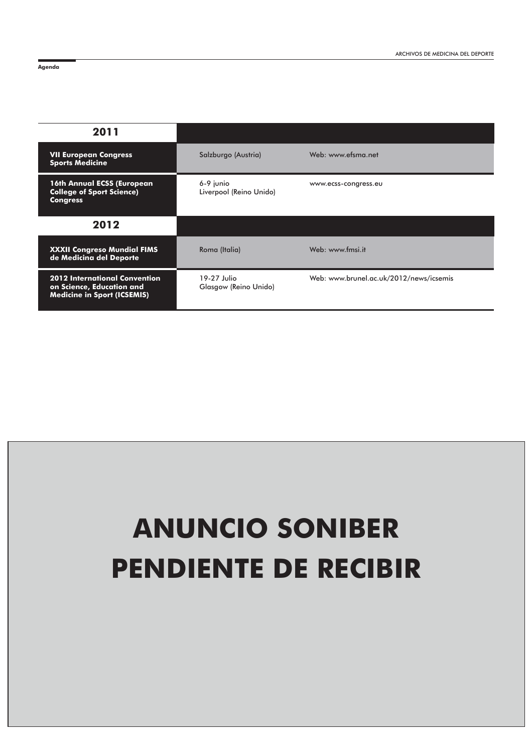| 2011 | | |
|---|---|---|
| **VII European Congress Sports Medicine** | Salzburgo (Austria) | Web: www.efsma.net |
| **16th Annual ECSS (European College of Sport Science) Congress** | 6-9 junio<br>Liverpool (Reino Unido) | www.ecss-congress.eu |
| **2012** | | |
| **XXXII Congreso Mundial FIMS de Medicina del Deporte** | Roma (Italia) | Web: www.fmsi.it |
| **2012 International Convention on Science, Education and Medicine in Sport (ICSEMIS)** | 19-27 Julio<br>Glasgow (Reino Unido) | Web: www.brunel.ac.uk/2012/news/icsemis |

# ANUNCIO SONIBER PENDIENTE DE RECIBIR